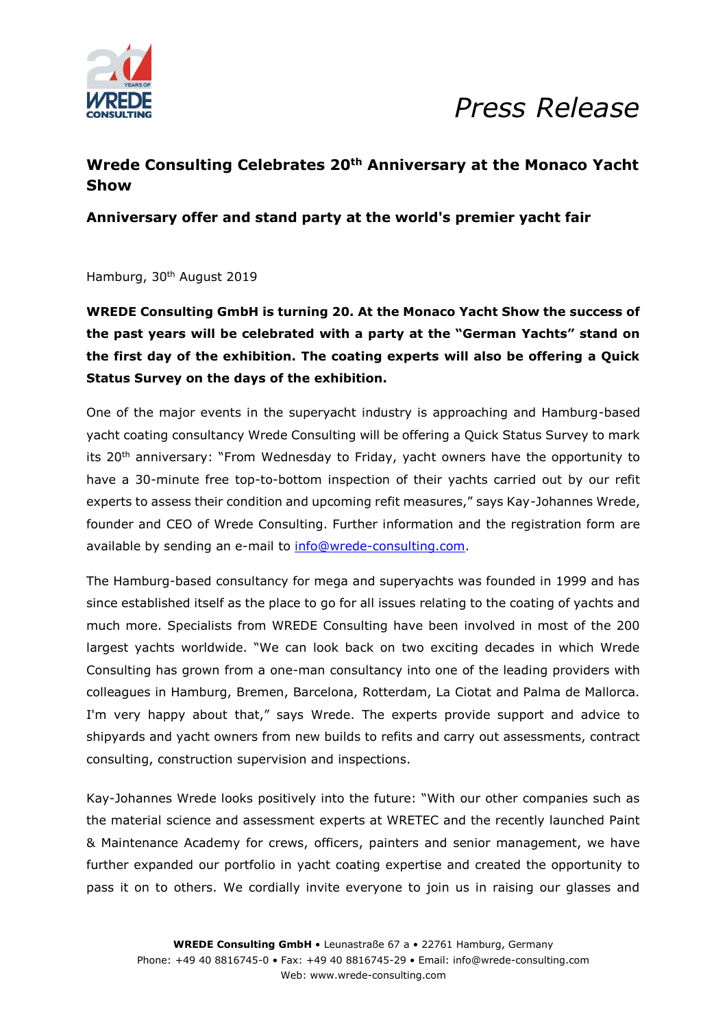*Press Release*

# Wrede Consulting Celebrates 20th Anniversary at the Monaco Yacht Show

## Anniversary offer and stand party at the world's premier yacht fair

Hamburg, 30th August 2019

**WREDE Consulting GmbH is turning 20. At the Monaco Yacht Show the success of the past years will be celebrated with a party at the "German Yachts" stand on the first day of the exhibition. The coating experts will also be offering a Quick Status Survey on the days of the exhibition.**

One of the major events in the superyacht industry is approaching and Hamburg-based yacht coating consultancy Wrede Consulting will be offering a Quick Status Survey to mark its 20th anniversary: "From Wednesday to Friday, yacht owners have the opportunity to have a 30-minute free top-to-bottom inspection of their yachts carried out by our refit experts to assess their condition and upcoming refit measures," says Kay-Johannes Wrede, founder and CEO of Wrede Consulting. Further information and the registration form are available by sending an e-mail to info@wrede-consulting.com.

The Hamburg-based consultancy for mega and superyachts was founded in 1999 and has since established itself as the place to go for all issues relating to the coating of yachts and much more. Specialists from WREDE Consulting have been involved in most of the 200 largest yachts worldwide. "We can look back on two exciting decades in which Wrede Consulting has grown from a one-man consultancy into one of the leading providers with colleagues in Hamburg, Bremen, Barcelona, Rotterdam, La Ciotat and Palma de Mallorca. I'm very happy about that," says Wrede. The experts provide support and advice to shipyards and yacht owners from new builds to refits and carry out assessments, contract consulting, construction supervision and inspections.

Kay-Johannes Wrede looks positively into the future: "With our other companies such as the material science and assessment experts at WRETEC and the recently launched Paint & Maintenance Academy for crews, officers, painters and senior management, we have further expanded our portfolio in yacht coating expertise and created the opportunity to pass it on to others. We cordially invite everyone to join us in raising our glasses and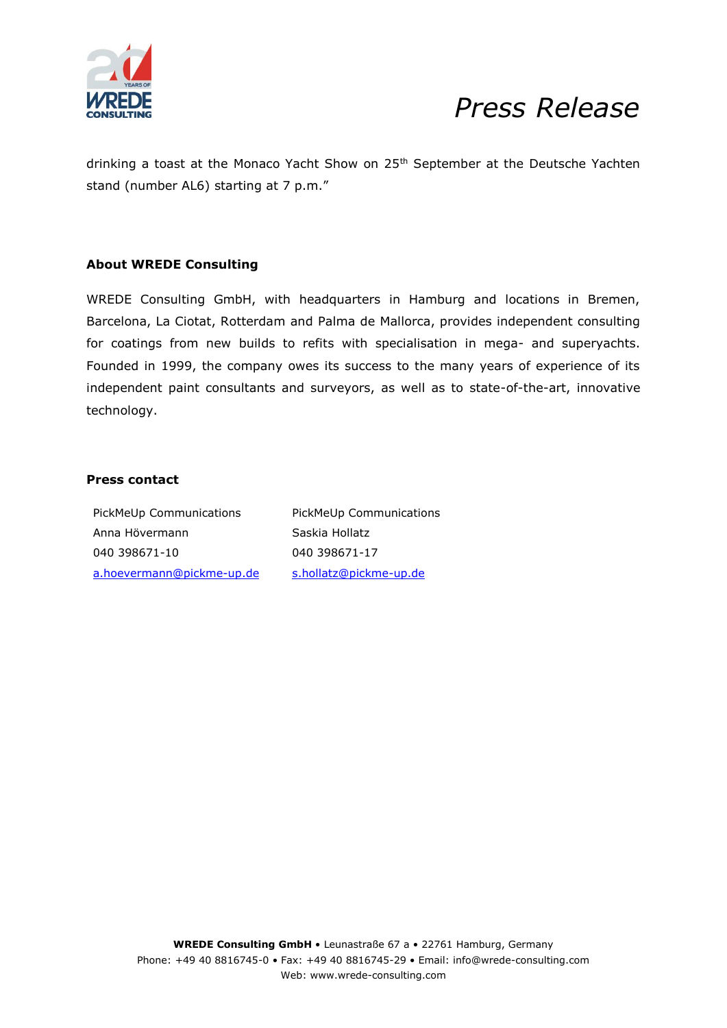drinking a toast at the Monaco Yacht Show on 25th September at the Deutsche Yachten stand (number AL6) starting at 7 p.m."

### About WREDE Consulting

WREDE Consulting GmbH, with headquarters in Hamburg and locations in Bremen, Barcelona, La Ciotat, Rotterdam and Palma de Mallorca, provides independent consulting for coatings from new builds to refits with specialisation in mega- and superyachts. Founded in 1999, the company owes its success to the many years of experience of its independent paint consultants and surveyors, as well as to state-of-the-art, innovative technology.

### Press contact

| | |
|---|---|
| PickMeUp Communications | PickMeUp Communications |
| Anna Hövermann | Saskia Hollatz |
| 040 398671-10 | 040 398671-17 |
| a.hoevermann@pickme-up.de | s.hollatz@pickme-up.de |

**WREDE Consulting GmbH** • Leunastraße 67 a • 22761 Hamburg, Germany
Phone: +49 40 8816745-0 • Fax: +49 40 8816745-29 • Email: info@wrede-consulting.com
Web: www.wrede-consulting.com